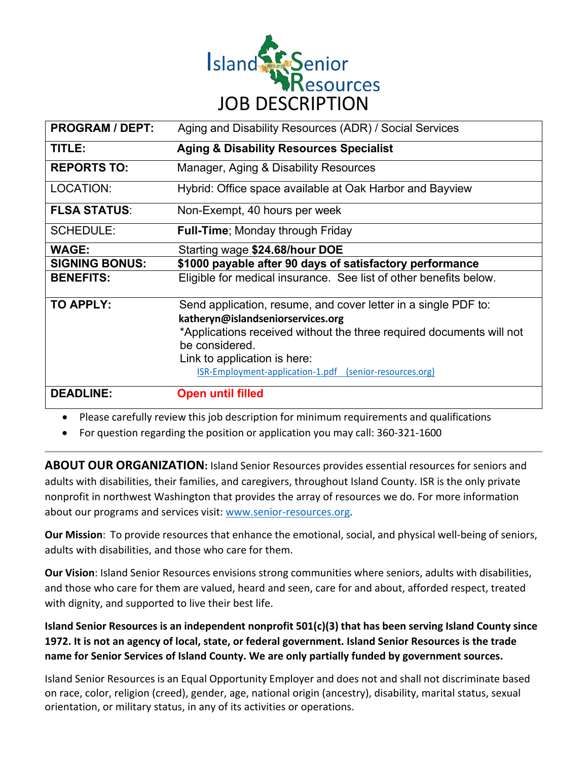# Island Senior Resources

# JOB DESCRIPTION

| | |
|---|---|
| **PROGRAM / DEPT:** | Aging and Disability Resources (ADR) / Social Services |
| **TITLE:** | **Aging & Disability Resources Specialist** |
| **REPORTS TO:** | Manager, Aging & Disability Resources |
| LOCATION: | Hybrid: Office space available at Oak Harbor and Bayview |
| **FLSA STATUS**: | Non-Exempt, 40 hours per week |
| SCHEDULE: | **Full-Time**; Monday through Friday |
| **WAGE:** | Starting wage **$24.68/hour DOE** |
| **SIGNING BONUS:** | **$1000 payable after 90 days of satisfactory performance** |
| **BENEFITS:** | Eligible for medical insurance. See list of other benefits below. |
| **TO APPLY:** | Send application, resume, and cover letter in a single PDF to: **katheryn@islandseniorservices.org** *Applications received without the three required documents will not be considered. Link to application is here: ISR-Employment-application-1.pdf (senior-resources.org) |
| **DEADLINE:** | **Open until filled** |

- Please carefully review this job description for minimum requirements and qualifications
- For question regarding the position or application you may call: 360-321-1600

---

**ABOUT OUR ORGANIZATION:** Island Senior Resources provides essential resources for seniors and adults with disabilities, their families, and caregivers, throughout Island County. ISR is the only private nonprofit in northwest Washington that provides the array of resources we do. For more information about our programs and services visit: www.senior-resources.org.

**Our Mission**: To provide resources that enhance the emotional, social, and physical well-being of seniors, adults with disabilities, and those who care for them.

**Our Vision**: Island Senior Resources envisions strong communities where seniors, adults with disabilities, and those who care for them are valued, heard and seen, care for and about, afforded respect, treated with dignity, and supported to live their best life.

**Island Senior Resources is an independent nonprofit 501(c)(3) that has been serving Island County since 1972. It is not an agency of local, state, or federal government. Island Senior Resources is the trade name for Senior Services of Island County. We are only partially funded by government sources.**

Island Senior Resources is an Equal Opportunity Employer and does not and shall not discriminate based on race, color, religion (creed), gender, age, national origin (ancestry), disability, marital status, sexual orientation, or military status, in any of its activities or operations.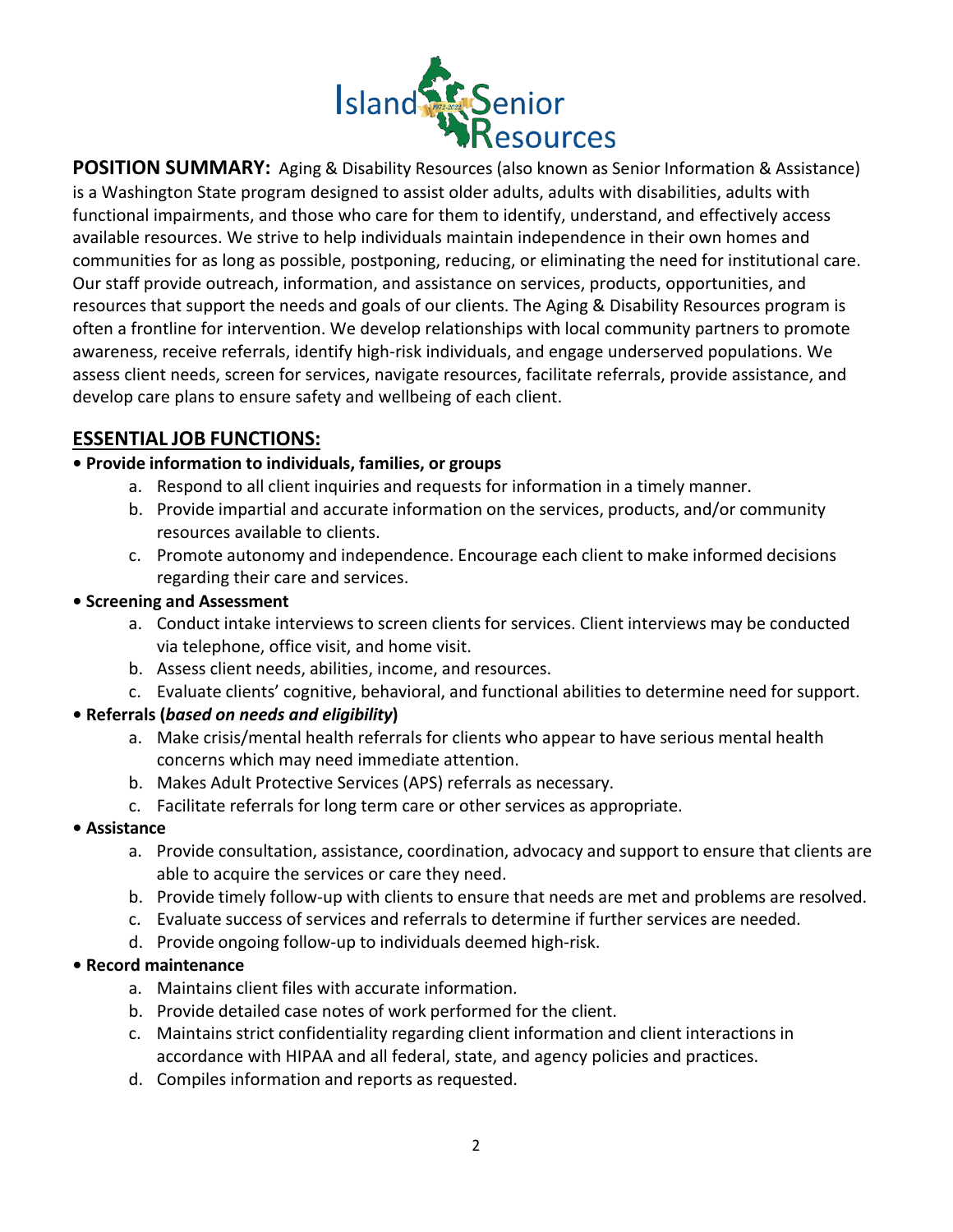**POSITION SUMMARY:** Aging & Disability Resources (also known as Senior Information & Assistance) is a Washington State program designed to assist older adults, adults with disabilities, adults with functional impairments, and those who care for them to identify, understand, and effectively access available resources. We strive to help individuals maintain independence in their own homes and communities for as long as possible, postponing, reducing, or eliminating the need for institutional care. Our staff provide outreach, information, and assistance on services, products, opportunities, and resources that support the needs and goals of our clients. The Aging & Disability Resources program is often a frontline for intervention. We develop relationships with local community partners to promote awareness, receive referrals, identify high-risk individuals, and engage underserved populations. We assess client needs, screen for services, navigate resources, facilitate referrals, provide assistance, and develop care plans to ensure safety and wellbeing of each client.

## ESSENTIAL JOB FUNCTIONS:

- **Provide information to individuals, families, or groups**
  a. Respond to all client inquiries and requests for information in a timely manner.
  b. Provide impartial and accurate information on the services, products, and/or community resources available to clients.
  c. Promote autonomy and independence. Encourage each client to make informed decisions regarding their care and services.
- **Screening and Assessment**
  a. Conduct intake interviews to screen clients for services. Client interviews may be conducted via telephone, office visit, and home visit.
  b. Assess client needs, abilities, income, and resources.
  c. Evaluate clients' cognitive, behavioral, and functional abilities to determine need for support.
- **Referrals (*based on needs and eligibility*)**
  a. Make crisis/mental health referrals for clients who appear to have serious mental health concerns which may need immediate attention.
  b. Makes Adult Protective Services (APS) referrals as necessary.
  c. Facilitate referrals for long term care or other services as appropriate.
- **Assistance**
  a. Provide consultation, assistance, coordination, advocacy and support to ensure that clients are able to acquire the services or care they need.
  b. Provide timely follow-up with clients to ensure that needs are met and problems are resolved.
  c. Evaluate success of services and referrals to determine if further services are needed.
  d. Provide ongoing follow-up to individuals deemed high-risk.
- **Record maintenance**
  a. Maintains client files with accurate information.
  b. Provide detailed case notes of work performed for the client.
  c. Maintains strict confidentiality regarding client information and client interactions in accordance with HIPAA and all federal, state, and agency policies and practices.
  d. Compiles information and reports as requested.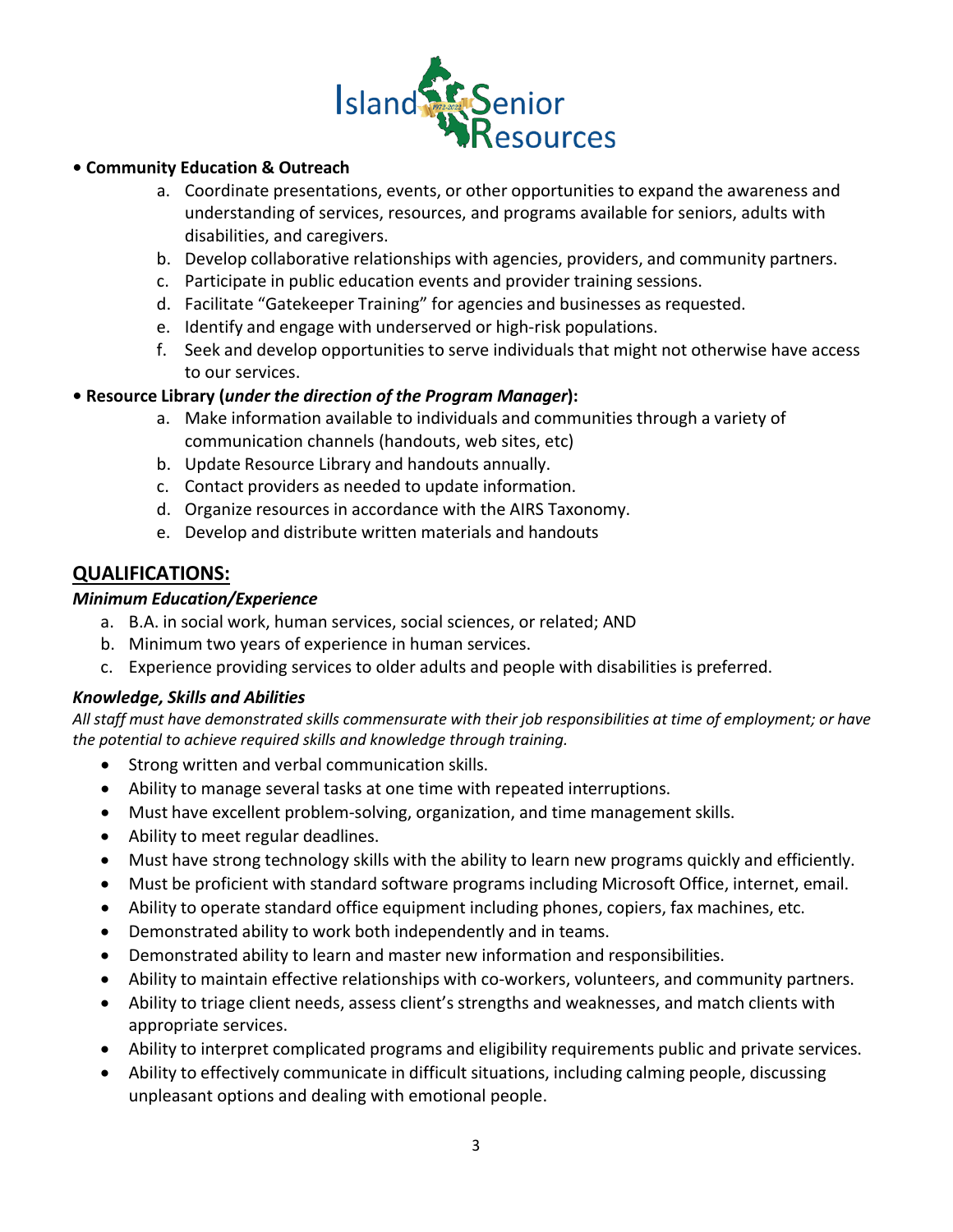- **Community Education & Outreach**
  a. Coordinate presentations, events, or other opportunities to expand the awareness and understanding of services, resources, and programs available for seniors, adults with disabilities, and caregivers.
  b. Develop collaborative relationships with agencies, providers, and community partners.
  c. Participate in public education events and provider training sessions.
  d. Facilitate "Gatekeeper Training" for agencies and businesses as requested.
  e. Identify and engage with underserved or high-risk populations.
  f. Seek and develop opportunities to serve individuals that might not otherwise have access to our services.
- **Resource Library (*under the direction of the Program Manager*):**
  a. Make information available to individuals and communities through a variety of communication channels (handouts, web sites, etc)
  b. Update Resource Library and handouts annually.
  c. Contact providers as needed to update information.
  d. Organize resources in accordance with the AIRS Taxonomy.
  e. Develop and distribute written materials and handouts

## QUALIFICATIONS:

### *Minimum Education/Experience*

a. B.A. in social work, human services, social sciences, or related; AND
b. Minimum two years of experience in human services.
c. Experience providing services to older adults and people with disabilities is preferred.

### *Knowledge, Skills and Abilities*

*All staff must have demonstrated skills commensurate with their job responsibilities at time of employment; or have the potential to achieve required skills and knowledge through training.*

- Strong written and verbal communication skills.
- Ability to manage several tasks at one time with repeated interruptions.
- Must have excellent problem-solving, organization, and time management skills.
- Ability to meet regular deadlines.
- Must have strong technology skills with the ability to learn new programs quickly and efficiently.
- Must be proficient with standard software programs including Microsoft Office, internet, email.
- Ability to operate standard office equipment including phones, copiers, fax machines, etc.
- Demonstrated ability to work both independently and in teams.
- Demonstrated ability to learn and master new information and responsibilities.
- Ability to maintain effective relationships with co-workers, volunteers, and community partners.
- Ability to triage client needs, assess client's strengths and weaknesses, and match clients with appropriate services.
- Ability to interpret complicated programs and eligibility requirements public and private services.
- Ability to effectively communicate in difficult situations, including calming people, discussing unpleasant options and dealing with emotional people.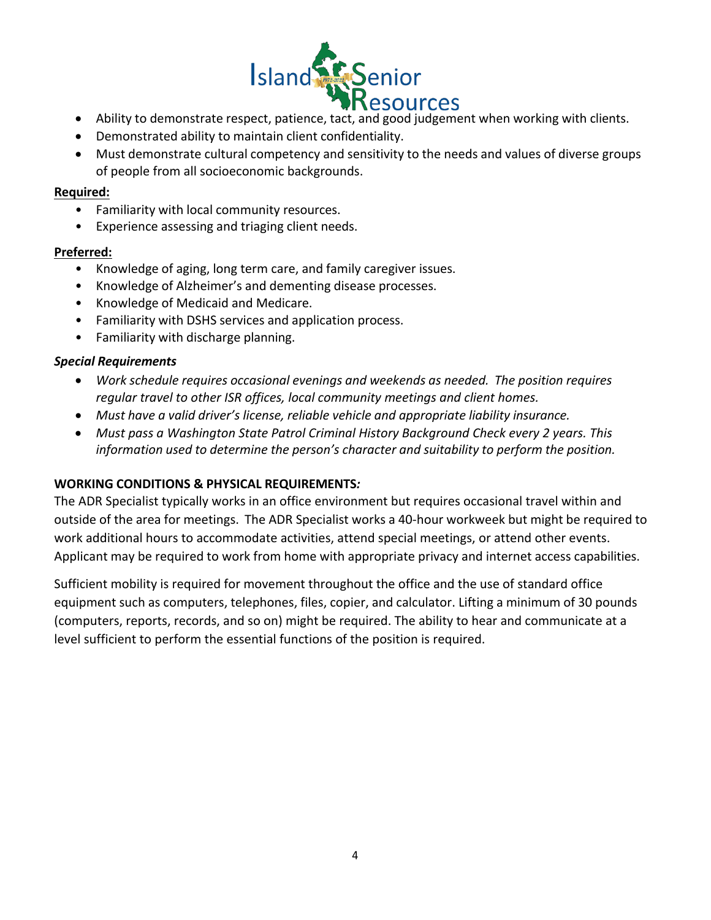- Ability to demonstrate respect, patience, tact, and good judgement when working with clients.
- Demonstrated ability to maintain client confidentiality.
- Must demonstrate cultural competency and sensitivity to the needs and values of diverse groups of people from all socioeconomic backgrounds.

**Required:**

- Familiarity with local community resources.
- Experience assessing and triaging client needs.

**Preferred:**

- Knowledge of aging, long term care, and family caregiver issues.
- Knowledge of Alzheimer's and dementing disease processes.
- Knowledge of Medicaid and Medicare.
- Familiarity with DSHS services and application process.
- Familiarity with discharge planning.

***Special Requirements***

- *Work schedule requires occasional evenings and weekends as needed. The position requires regular travel to other ISR offices, local community meetings and client homes.*
- *Must have a valid driver's license, reliable vehicle and appropriate liability insurance.*
- *Must pass a Washington State Patrol Criminal History Background Check every 2 years. This information used to determine the person's character and suitability to perform the position.*

**WORKING CONDITIONS & PHYSICAL REQUIREMENTS*:***

The ADR Specialist typically works in an office environment but requires occasional travel within and outside of the area for meetings. The ADR Specialist works a 40-hour workweek but might be required to work additional hours to accommodate activities, attend special meetings, or attend other events. Applicant may be required to work from home with appropriate privacy and internet access capabilities.

Sufficient mobility is required for movement throughout the office and the use of standard office equipment such as computers, telephones, files, copier, and calculator. Lifting a minimum of 30 pounds (computers, reports, records, and so on) might be required. The ability to hear and communicate at a level sufficient to perform the essential functions of the position is required.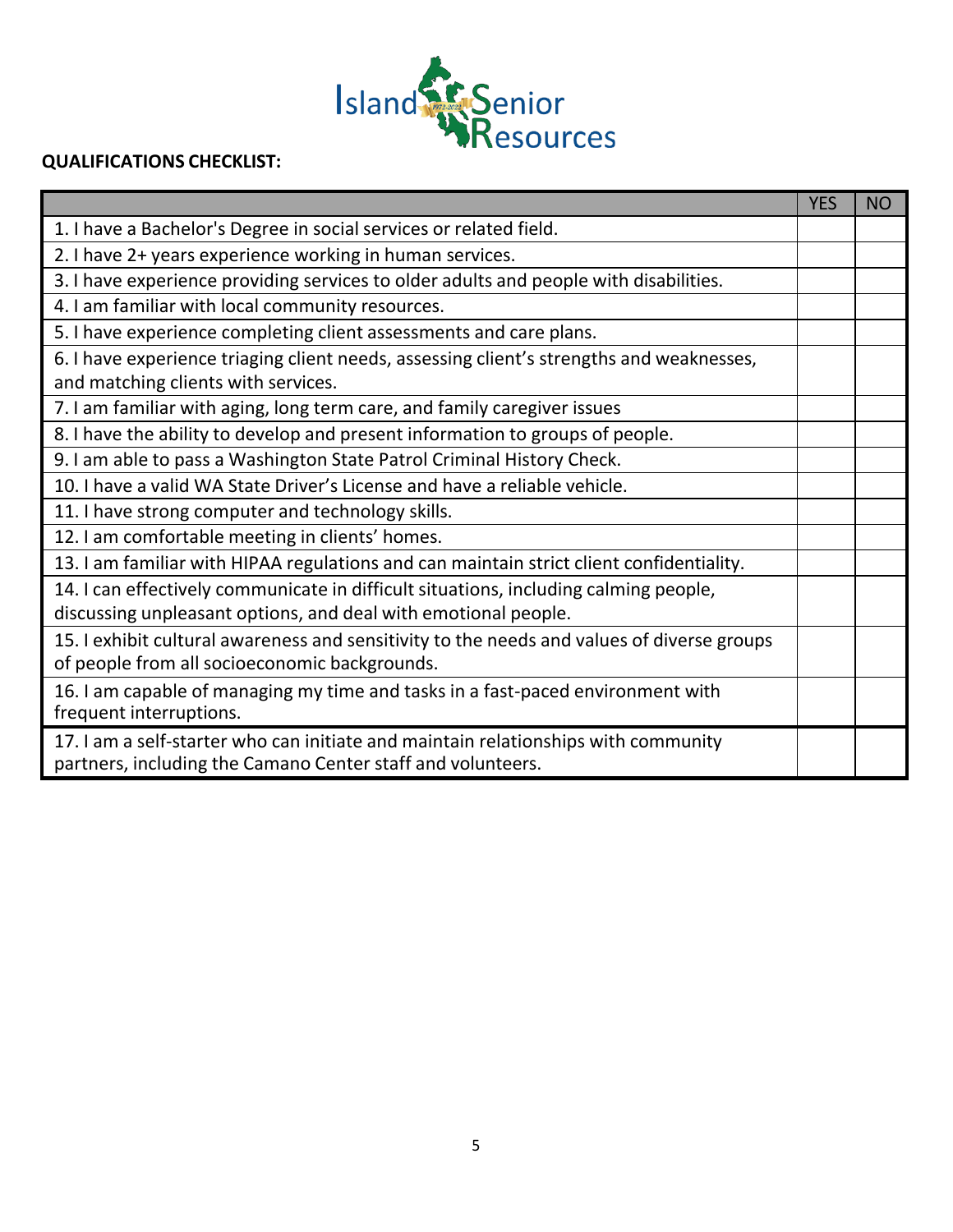**QUALIFICATIONS CHECKLIST:**

| | YES | NO |
|---|---|---|
| 1. I have a Bachelor's Degree in social services or related field. | | |
| 2. I have 2+ years experience working in human services. | | |
| 3. I have experience providing services to older adults and people with disabilities. | | |
| 4. I am familiar with local community resources. | | |
| 5. I have experience completing client assessments and care plans. | | |
| 6. I have experience triaging client needs, assessing client's strengths and weaknesses, and matching clients with services. | | |
| 7. I am familiar with aging, long term care, and family caregiver issues | | |
| 8. I have the ability to develop and present information to groups of people. | | |
| 9. I am able to pass a Washington State Patrol Criminal History Check. | | |
| 10. I have a valid WA State Driver's License and have a reliable vehicle. | | |
| 11. I have strong computer and technology skills. | | |
| 12. I am comfortable meeting in clients' homes. | | |
| 13. I am familiar with HIPAA regulations and can maintain strict client confidentiality. | | |
| 14. I can effectively communicate in difficult situations, including calming people, discussing unpleasant options, and deal with emotional people. | | |
| 15. I exhibit cultural awareness and sensitivity to the needs and values of diverse groups of people from all socioeconomic backgrounds. | | |
| 16. I am capable of managing my time and tasks in a fast-paced environment with frequent interruptions. | | |
| 17. I am a self-starter who can initiate and maintain relationships with community partners, including the Camano Center staff and volunteers. | | |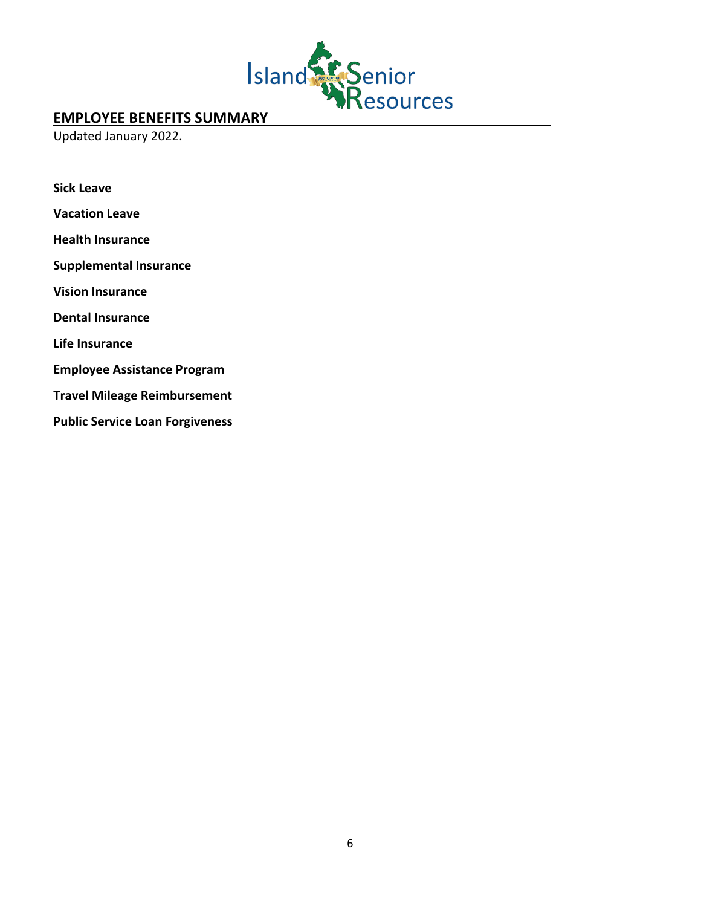## EMPLOYEE BENEFITS SUMMARY

Updated January 2022.

**Sick Leave**

**Vacation Leave**

**Health Insurance**

**Supplemental Insurance**

**Vision Insurance**

**Dental Insurance**

**Life Insurance**

**Employee Assistance Program**

**Travel Mileage Reimbursement**

**Public Service Loan Forgiveness**